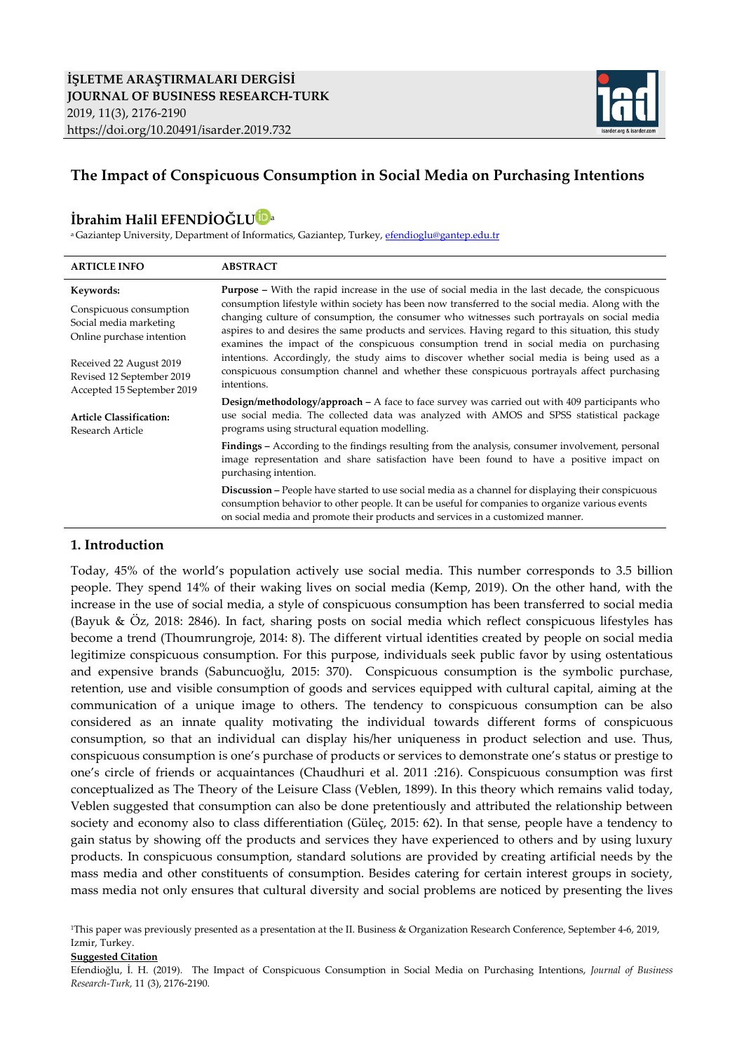**İŞLETME ARAŞTIRMALARI DERGİSİ**
**JOURNAL OF BUSINESS RESEARCH-TURK**
2019, 11(3), 2176-2190
https://doi.org/10.20491/isarder.2019.732

# The Impact of Conspicuous Consumption in Social Media on Purchasing Intentions

**İbrahim Halil EFENDİOĞLU** [a]

[a] Gaziantep University, Department of Informatics, Gaziantep, Turkey, efendioglu@gantep.edu.tr

| ARTICLE INFO | ABSTRACT |
|---|---|
| **Keywords:** Conspicuous consumption; Social media marketing; Online purchase intention. Received 22 August 2019; Revised 12 September 2019; Accepted 15 September 2019. **Article Classification:** Research Article | **Purpose –** With the rapid increase in the use of social media in the last decade, the conspicuous consumption lifestyle within society has been now transferred to the social media. Along with the changing culture of consumption, the consumer who witnesses such portrayals on social media aspires to and desires the same products and services. Having regard to this situation, this study examines the impact of the conspicuous consumption trend in social media on purchasing intentions. Accordingly, the study aims to discover whether social media is being used as a conspicuous consumption channel and whether these conspicuous portrayals affect purchasing intentions. **Design/methodology/approach –** A face to face survey was carried out with 409 participants who use social media. The collected data was analyzed with AMOS and SPSS statistical package programs using structural equation modelling. **Findings –** According to the findings resulting from the analysis, consumer involvement, personal image representation and share satisfaction have been found to have a positive impact on purchasing intention. **Discussion –** People have started to use social media as a channel for displaying their conspicuous consumption behavior to other people. It can be useful for companies to organize various events on social media and promote their products and services in a customized manner. |

## 1. Introduction

Today, 45% of the world's population actively use social media. This number corresponds to 3.5 billion people. They spend 14% of their waking lives on social media (Kemp, 2019). On the other hand, with the increase in the use of social media, a style of conspicuous consumption has been transferred to social media (Bayuk & Öz, 2018: 2846). In fact, sharing posts on social media which reflect conspicuous lifestyles has become a trend (Thoumrungroje, 2014: 8). The different virtual identities created by people on social media legitimize conspicuous consumption. For this purpose, individuals seek public favor by using ostentatious and expensive brands (Sabuncuoğlu, 2015: 370). Conspicuous consumption is the symbolic purchase, retention, use and visible consumption of goods and services equipped with cultural capital, aiming at the communication of a unique image to others. The tendency to conspicuous consumption can be also considered as an innate quality motivating the individual towards different forms of conspicuous consumption, so that an individual can display his/her uniqueness in product selection and use. Thus, conspicuous consumption is one's purchase of products or services to demonstrate one's status or prestige to one's circle of friends or acquaintances (Chaudhuri et al. 2011 :216). Conspicuous consumption was first conceptualized as The Theory of the Leisure Class (Veblen, 1899). In this theory which remains valid today, Veblen suggested that consumption can also be done pretentiously and attributed the relationship between society and economy also to class differentiation (Güleç, 2015: 62). In that sense, people have a tendency to gain status by showing off the products and services they have experienced to others and by using luxury products. In conspicuous consumption, standard solutions are provided by creating artificial needs by the mass media and other constituents of consumption. Besides catering for certain interest groups in society, mass media not only ensures that cultural diversity and social problems are noticed by presenting the lives

[1]This paper was previously presented as a presentation at the II. Business & Organization Research Conference, September 4-6, 2019, Izmir, Turkey.

**Suggested Citation**

Efendioğlu, İ. H. (2019). The Impact of Conspicuous Consumption in Social Media on Purchasing Intentions, *Journal of Business Research-Turk*, 11 (3), 2176-2190.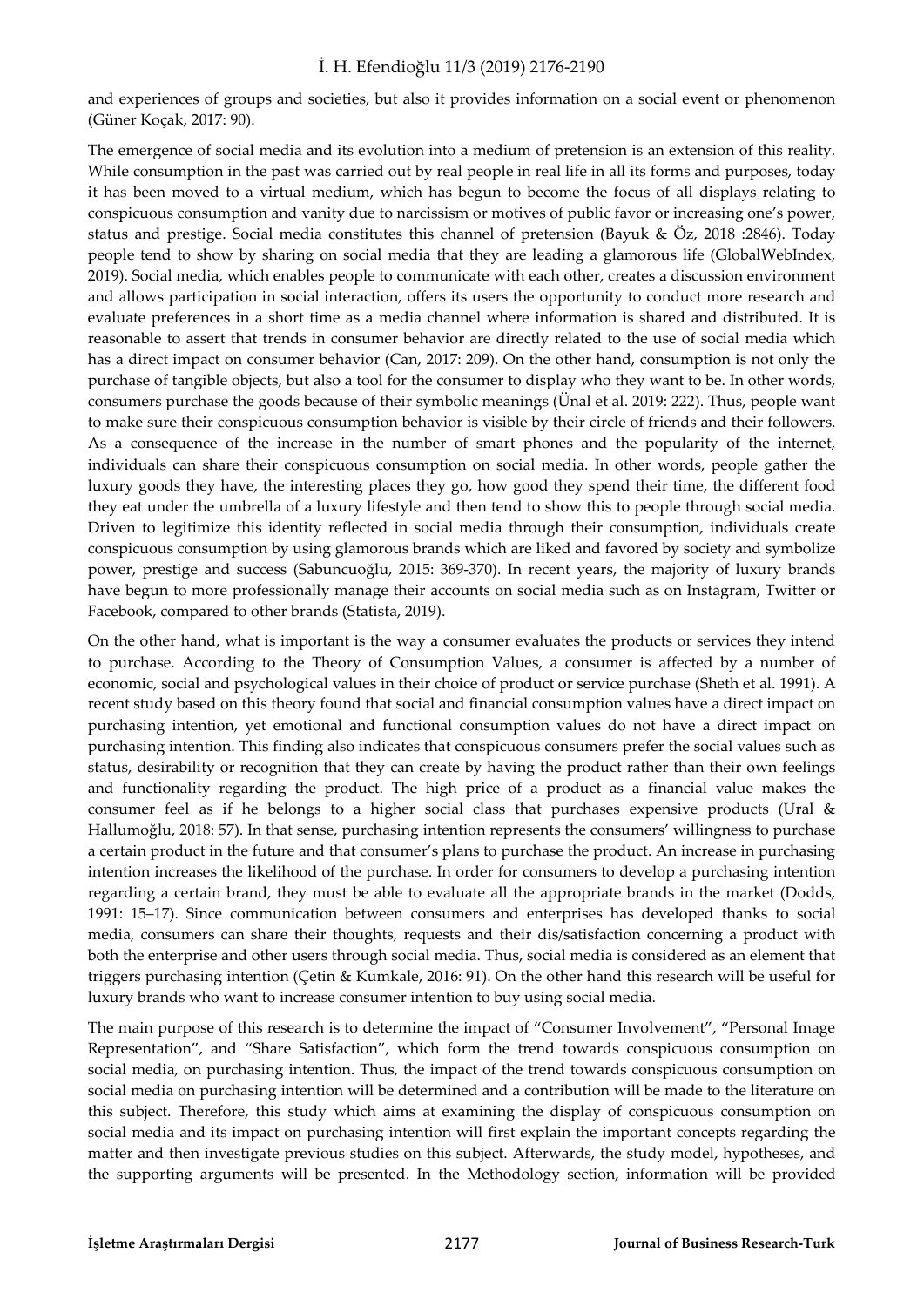and experiences of groups and societies, but also it provides information on a social event or phenomenon (Güner Koçak, 2017: 90).

The emergence of social media and its evolution into a medium of pretension is an extension of this reality. While consumption in the past was carried out by real people in real life in all its forms and purposes, today it has been moved to a virtual medium, which has begun to become the focus of all displays relating to conspicuous consumption and vanity due to narcissism or motives of public favor or increasing one's power, status and prestige. Social media constitutes this channel of pretension (Bayuk & Öz, 2018 :2846). Today people tend to show by sharing on social media that they are leading a glamorous life (GlobalWebIndex, 2019). Social media, which enables people to communicate with each other, creates a discussion environment and allows participation in social interaction, offers its users the opportunity to conduct more research and evaluate preferences in a short time as a media channel where information is shared and distributed. It is reasonable to assert that trends in consumer behavior are directly related to the use of social media which has a direct impact on consumer behavior (Can, 2017: 209). On the other hand, consumption is not only the purchase of tangible objects, but also a tool for the consumer to display who they want to be. In other words, consumers purchase the goods because of their symbolic meanings (Ünal et al. 2019: 222). Thus, people want to make sure their conspicuous consumption behavior is visible by their circle of friends and their followers. As a consequence of the increase in the number of smart phones and the popularity of the internet, individuals can share their conspicuous consumption on social media. In other words, people gather the luxury goods they have, the interesting places they go, how good they spend their time, the different food they eat under the umbrella of a luxury lifestyle and then tend to show this to people through social media. Driven to legitimize this identity reflected in social media through their consumption, individuals create conspicuous consumption by using glamorous brands which are liked and favored by society and symbolize power, prestige and success (Sabuncuoğlu, 2015: 369-370). In recent years, the majority of luxury brands have begun to more professionally manage their accounts on social media such as on Instagram, Twitter or Facebook, compared to other brands (Statista, 2019).

On the other hand, what is important is the way a consumer evaluates the products or services they intend to purchase. According to the Theory of Consumption Values, a consumer is affected by a number of economic, social and psychological values in their choice of product or service purchase (Sheth et al. 1991). A recent study based on this theory found that social and financial consumption values have a direct impact on purchasing intention, yet emotional and functional consumption values do not have a direct impact on purchasing intention. This finding also indicates that conspicuous consumers prefer the social values such as status, desirability or recognition that they can create by having the product rather than their own feelings and functionality regarding the product. The high price of a product as a financial value makes the consumer feel as if he belongs to a higher social class that purchases expensive products (Ural & Hallumoğlu, 2018: 57). In that sense, purchasing intention represents the consumers' willingness to purchase a certain product in the future and that consumer's plans to purchase the product. An increase in purchasing intention increases the likelihood of the purchase. In order for consumers to develop a purchasing intention regarding a certain brand, they must be able to evaluate all the appropriate brands in the market (Dodds, 1991: 15–17). Since communication between consumers and enterprises has developed thanks to social media, consumers can share their thoughts, requests and their dis/satisfaction concerning a product with both the enterprise and other users through social media. Thus, social media is considered as an element that triggers purchasing intention (Çetin & Kumkale, 2016: 91). On the other hand this research will be useful for luxury brands who want to increase consumer intention to buy using social media.

The main purpose of this research is to determine the impact of "Consumer Involvement", "Personal Image Representation", and "Share Satisfaction", which form the trend towards conspicuous consumption on social media, on purchasing intention. Thus, the impact of the trend towards conspicuous consumption on social media on purchasing intention will be determined and a contribution will be made to the literature on this subject. Therefore, this study which aims at examining the display of conspicuous consumption on social media and its impact on purchasing intention will first explain the important concepts regarding the matter and then investigate previous studies on this subject. Afterwards, the study model, hypotheses, and the supporting arguments will be presented. In the Methodology section, information will be provided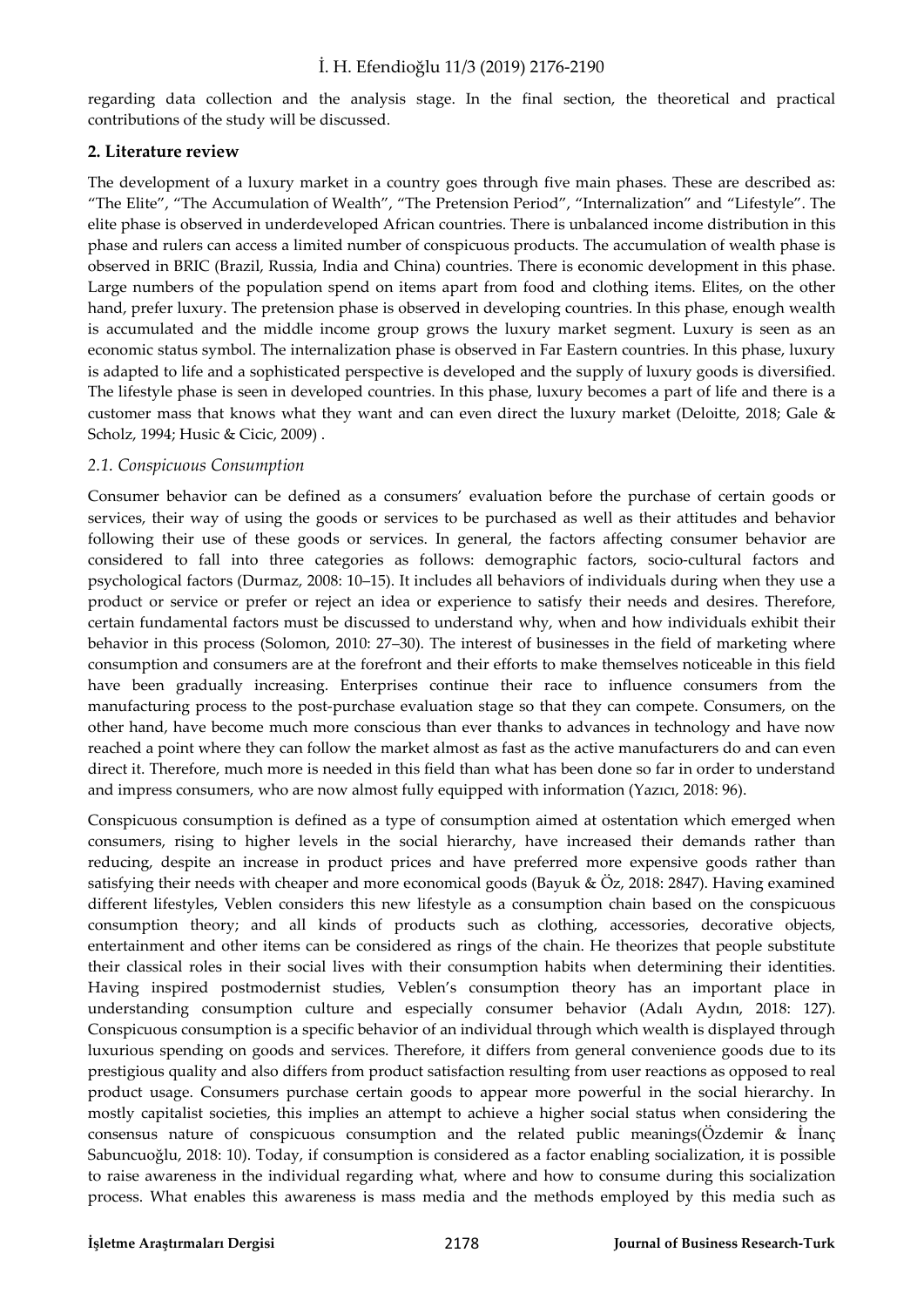regarding data collection and the analysis stage. In the final section, the theoretical and practical contributions of the study will be discussed.

## 2. Literature review

The development of a luxury market in a country goes through five main phases. These are described as: "The Elite", "The Accumulation of Wealth", "The Pretension Period", "Internalization" and "Lifestyle". The elite phase is observed in underdeveloped African countries. There is unbalanced income distribution in this phase and rulers can access a limited number of conspicuous products. The accumulation of wealth phase is observed in BRIC (Brazil, Russia, India and China) countries. There is economic development in this phase. Large numbers of the population spend on items apart from food and clothing items. Elites, on the other hand, prefer luxury. The pretension phase is observed in developing countries. In this phase, enough wealth is accumulated and the middle income group grows the luxury market segment. Luxury is seen as an economic status symbol. The internalization phase is observed in Far Eastern countries. In this phase, luxury is adapted to life and a sophisticated perspective is developed and the supply of luxury goods is diversified. The lifestyle phase is seen in developed countries. In this phase, luxury becomes a part of life and there is a customer mass that knows what they want and can even direct the luxury market (Deloitte, 2018; Gale & Scholz, 1994; Husic & Cicic, 2009) .

### *2.1. Conspicuous Consumption*

Consumer behavior can be defined as a consumers' evaluation before the purchase of certain goods or services, their way of using the goods or services to be purchased as well as their attitudes and behavior following their use of these goods or services. In general, the factors affecting consumer behavior are considered to fall into three categories as follows: demographic factors, socio-cultural factors and psychological factors (Durmaz, 2008: 10–15). It includes all behaviors of individuals during when they use a product or service or prefer or reject an idea or experience to satisfy their needs and desires. Therefore, certain fundamental factors must be discussed to understand why, when and how individuals exhibit their behavior in this process (Solomon, 2010: 27–30). The interest of businesses in the field of marketing where consumption and consumers are at the forefront and their efforts to make themselves noticeable in this field have been gradually increasing. Enterprises continue their race to influence consumers from the manufacturing process to the post-purchase evaluation stage so that they can compete. Consumers, on the other hand, have become much more conscious than ever thanks to advances in technology and have now reached a point where they can follow the market almost as fast as the active manufacturers do and can even direct it. Therefore, much more is needed in this field than what has been done so far in order to understand and impress consumers, who are now almost fully equipped with information (Yazıcı, 2018: 96).

Conspicuous consumption is defined as a type of consumption aimed at ostentation which emerged when consumers, rising to higher levels in the social hierarchy, have increased their demands rather than reducing, despite an increase in product prices and have preferred more expensive goods rather than satisfying their needs with cheaper and more economical goods (Bayuk & Öz, 2018: 2847). Having examined different lifestyles, Veblen considers this new lifestyle as a consumption chain based on the conspicuous consumption theory; and all kinds of products such as clothing, accessories, decorative objects, entertainment and other items can be considered as rings of the chain. He theorizes that people substitute their classical roles in their social lives with their consumption habits when determining their identities. Having inspired postmodernist studies, Veblen's consumption theory has an important place in understanding consumption culture and especially consumer behavior (Adalı Aydın, 2018: 127). Conspicuous consumption is a specific behavior of an individual through which wealth is displayed through luxurious spending on goods and services. Therefore, it differs from general convenience goods due to its prestigious quality and also differs from product satisfaction resulting from user reactions as opposed to real product usage. Consumers purchase certain goods to appear more powerful in the social hierarchy. In mostly capitalist societies, this implies an attempt to achieve a higher social status when considering the consensus nature of conspicuous consumption and the related public meanings(Özdemir & İnanç Sabuncuoğlu, 2018: 10). Today, if consumption is considered as a factor enabling socialization, it is possible to raise awareness in the individual regarding what, where and how to consume during this socialization process. What enables this awareness is mass media and the methods employed by this media such as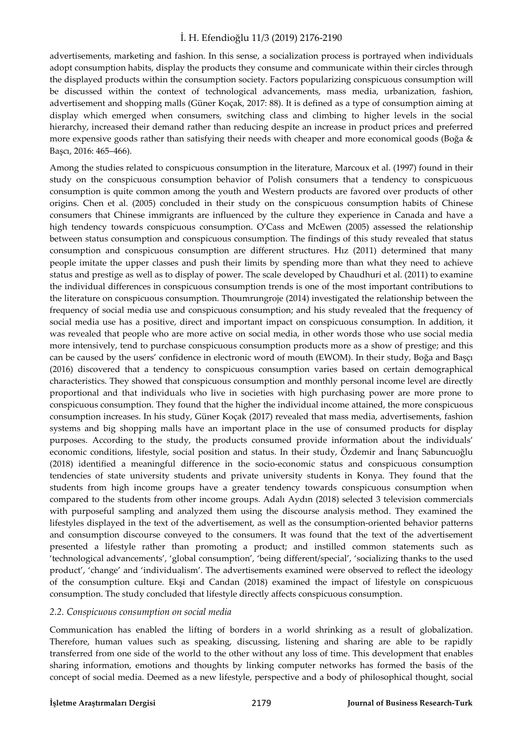advertisements, marketing and fashion. In this sense, a socialization process is portrayed when individuals adopt consumption habits, display the products they consume and communicate within their circles through the displayed products within the consumption society. Factors popularizing conspicuous consumption will be discussed within the context of technological advancements, mass media, urbanization, fashion, advertisement and shopping malls (Güner Koçak, 2017: 88). It is defined as a type of consumption aiming at display which emerged when consumers, switching class and climbing to higher levels in the social hierarchy, increased their demand rather than reducing despite an increase in product prices and preferred more expensive goods rather than satisfying their needs with cheaper and more economical goods (Boğa & Başcı, 2016: 465–466).

Among the studies related to conspicuous consumption in the literature, Marcoux et al. (1997) found in their study on the conspicuous consumption behavior of Polish consumers that a tendency to conspicuous consumption is quite common among the youth and Western products are favored over products of other origins. Chen et al. (2005) concluded in their study on the conspicuous consumption habits of Chinese consumers that Chinese immigrants are influenced by the culture they experience in Canada and have a high tendency towards conspicuous consumption. O'Cass and McEwen (2005) assessed the relationship between status consumption and conspicuous consumption. The findings of this study revealed that status consumption and conspicuous consumption are different structures. Hız (2011) determined that many people imitate the upper classes and push their limits by spending more than what they need to achieve status and prestige as well as to display of power. The scale developed by Chaudhuri et al. (2011) to examine the individual differences in conspicuous consumption trends is one of the most important contributions to the literature on conspicuous consumption. Thoumrungroje (2014) investigated the relationship between the frequency of social media use and conspicuous consumption; and his study revealed that the frequency of social media use has a positive, direct and important impact on conspicuous consumption. In addition, it was revealed that people who are more active on social media, in other words those who use social media more intensively, tend to purchase conspicuous consumption products more as a show of prestige; and this can be caused by the users' confidence in electronic word of mouth (EWOM). In their study, Boğa and Başçı (2016) discovered that a tendency to conspicuous consumption varies based on certain demographical characteristics. They showed that conspicuous consumption and monthly personal income level are directly proportional and that individuals who live in societies with high purchasing power are more prone to conspicuous consumption. They found that the higher the individual income attained, the more conspicuous consumption increases. In his study, Güner Koçak (2017) revealed that mass media, advertisements, fashion systems and big shopping malls have an important place in the use of consumed products for display purposes. According to the study, the products consumed provide information about the individuals' economic conditions, lifestyle, social position and status. In their study, Özdemir and İnanç Sabuncuoğlu (2018) identified a meaningful difference in the socio-economic status and conspicuous consumption tendencies of state university students and private university students in Konya. They found that the students from high income groups have a greater tendency towards conspicuous consumption when compared to the students from other income groups. Adalı Aydın (2018) selected 3 television commercials with purposeful sampling and analyzed them using the discourse analysis method. They examined the lifestyles displayed in the text of the advertisement, as well as the consumption-oriented behavior patterns and consumption discourse conveyed to the consumers. It was found that the text of the advertisement presented a lifestyle rather than promoting a product; and instilled common statements such as 'technological advancements', 'global consumption', 'being different/special', 'socializing thanks to the used product', 'change' and 'individualism'. The advertisements examined were observed to reflect the ideology of the consumption culture. Ekşi and Candan (2018) examined the impact of lifestyle on conspicuous consumption. The study concluded that lifestyle directly affects conspicuous consumption.

### *2.2. Conspicuous consumption on social media*

Communication has enabled the lifting of borders in a world shrinking as a result of globalization. Therefore, human values such as speaking, discussing, listening and sharing are able to be rapidly transferred from one side of the world to the other without any loss of time. This development that enables sharing information, emotions and thoughts by linking computer networks has formed the basis of the concept of social media. Deemed as a new lifestyle, perspective and a body of philosophical thought, social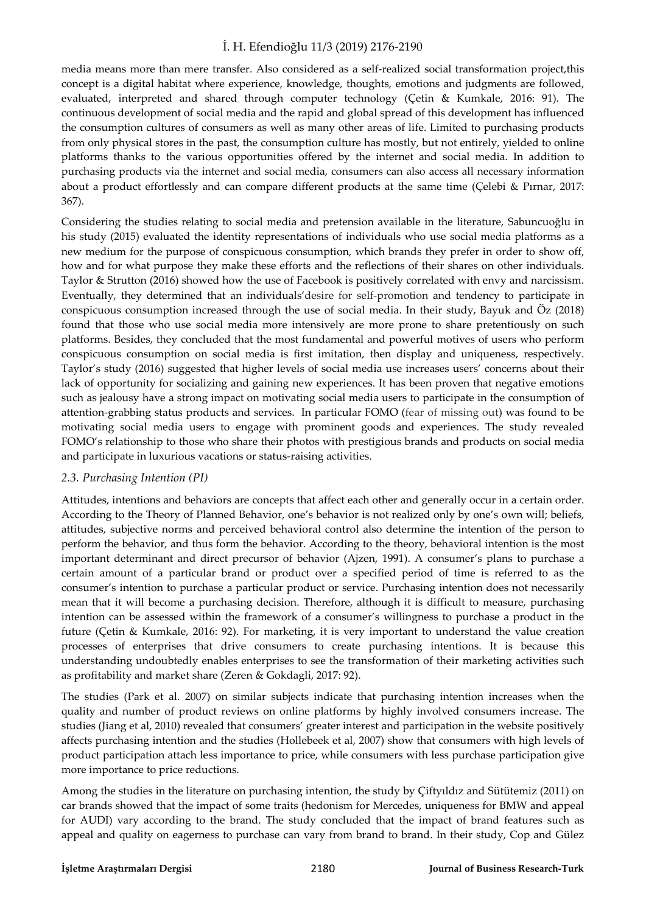media means more than mere transfer. Also considered as a self-realized social transformation project,this concept is a digital habitat where experience, knowledge, thoughts, emotions and judgments are followed, evaluated, interpreted and shared through computer technology (Çetin & Kumkale, 2016: 91). The continuous development of social media and the rapid and global spread of this development has influenced the consumption cultures of consumers as well as many other areas of life. Limited to purchasing products from only physical stores in the past, the consumption culture has mostly, but not entirely, yielded to online platforms thanks to the various opportunities offered by the internet and social media. In addition to purchasing products via the internet and social media, consumers can also access all necessary information about a product effortlessly and can compare different products at the same time (Çelebi & Pırnar, 2017: 367).

Considering the studies relating to social media and pretension available in the literature, Sabuncuoğlu in his study (2015) evaluated the identity representations of individuals who use social media platforms as a new medium for the purpose of conspicuous consumption, which brands they prefer in order to show off, how and for what purpose they make these efforts and the reflections of their shares on other individuals. Taylor & Strutton (2016) showed how the use of Facebook is positively correlated with envy and narcissism. Eventually, they determined that an individuals'desire for self-promotion and tendency to participate in conspicuous consumption increased through the use of social media. In their study, Bayuk and Öz (2018) found that those who use social media more intensively are more prone to share pretentiously on such platforms. Besides, they concluded that the most fundamental and powerful motives of users who perform conspicuous consumption on social media is first imitation, then display and uniqueness, respectively. Taylor's study (2016) suggested that higher levels of social media use increases users' concerns about their lack of opportunity for socializing and gaining new experiences. It has been proven that negative emotions such as jealousy have a strong impact on motivating social media users to participate in the consumption of attention-grabbing status products and services. In particular FOMO (fear of missing out) was found to be motivating social media users to engage with prominent goods and experiences. The study revealed FOMO's relationship to those who share their photos with prestigious brands and products on social media and participate in luxurious vacations or status-raising activities.

### *2.3. Purchasing Intention (PI)*

Attitudes, intentions and behaviors are concepts that affect each other and generally occur in a certain order. According to the Theory of Planned Behavior, one's behavior is not realized only by one's own will; beliefs, attitudes, subjective norms and perceived behavioral control also determine the intention of the person to perform the behavior, and thus form the behavior. According to the theory, behavioral intention is the most important determinant and direct precursor of behavior (Ajzen, 1991). A consumer's plans to purchase a certain amount of a particular brand or product over a specified period of time is referred to as the consumer's intention to purchase a particular product or service. Purchasing intention does not necessarily mean that it will become a purchasing decision. Therefore, although it is difficult to measure, purchasing intention can be assessed within the framework of a consumer's willingness to purchase a product in the future (Çetin & Kumkale, 2016: 92). For marketing, it is very important to understand the value creation processes of enterprises that drive consumers to create purchasing intentions. It is because this understanding undoubtedly enables enterprises to see the transformation of their marketing activities such as profitability and market share (Zeren & Gokdagli, 2017: 92).

The studies (Park et al. 2007) on similar subjects indicate that purchasing intention increases when the quality and number of product reviews on online platforms by highly involved consumers increase. The studies (Jiang et al, 2010) revealed that consumers' greater interest and participation in the website positively affects purchasing intention and the studies (Hollebeek et al, 2007) show that consumers with high levels of product participation attach less importance to price, while consumers with less purchase participation give more importance to price reductions.

Among the studies in the literature on purchasing intention, the study by Çiftyıldız and Sütütemiz (2011) on car brands showed that the impact of some traits (hedonism for Mercedes, uniqueness for BMW and appeal for AUDI) vary according to the brand. The study concluded that the impact of brand features such as appeal and quality on eagerness to purchase can vary from brand to brand. In their study, Cop and Gülez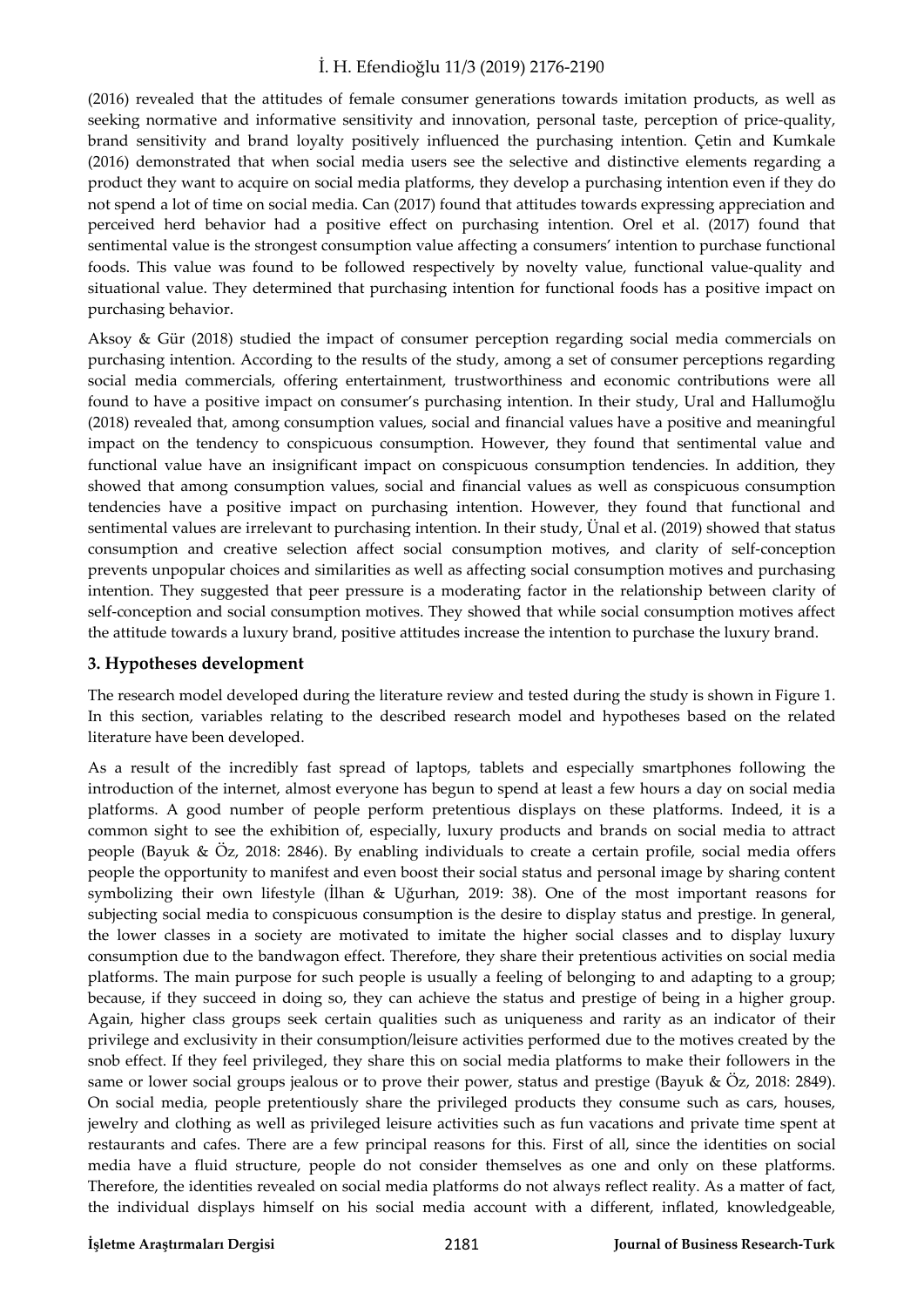(2016) revealed that the attitudes of female consumer generations towards imitation products, as well as seeking normative and informative sensitivity and innovation, personal taste, perception of price-quality, brand sensitivity and brand loyalty positively influenced the purchasing intention. Çetin and Kumkale (2016) demonstrated that when social media users see the selective and distinctive elements regarding a product they want to acquire on social media platforms, they develop a purchasing intention even if they do not spend a lot of time on social media. Can (2017) found that attitudes towards expressing appreciation and perceived herd behavior had a positive effect on purchasing intention. Orel et al. (2017) found that sentimental value is the strongest consumption value affecting a consumers' intention to purchase functional foods. This value was found to be followed respectively by novelty value, functional value-quality and situational value. They determined that purchasing intention for functional foods has a positive impact on purchasing behavior.

Aksoy & Gür (2018) studied the impact of consumer perception regarding social media commercials on purchasing intention. According to the results of the study, among a set of consumer perceptions regarding social media commercials, offering entertainment, trustworthiness and economic contributions were all found to have a positive impact on consumer's purchasing intention. In their study, Ural and Hallumoğlu (2018) revealed that, among consumption values, social and financial values have a positive and meaningful impact on the tendency to conspicuous consumption. However, they found that sentimental value and functional value have an insignificant impact on conspicuous consumption tendencies. In addition, they showed that among consumption values, social and financial values as well as conspicuous consumption tendencies have a positive impact on purchasing intention. However, they found that functional and sentimental values are irrelevant to purchasing intention. In their study, Ünal et al. (2019) showed that status consumption and creative selection affect social consumption motives, and clarity of self-conception prevents unpopular choices and similarities as well as affecting social consumption motives and purchasing intention. They suggested that peer pressure is a moderating factor in the relationship between clarity of self-conception and social consumption motives. They showed that while social consumption motives affect the attitude towards a luxury brand, positive attitudes increase the intention to purchase the luxury brand.

## 3. Hypotheses development

The research model developed during the literature review and tested during the study is shown in Figure 1. In this section, variables relating to the described research model and hypotheses based on the related literature have been developed.

As a result of the incredibly fast spread of laptops, tablets and especially smartphones following the introduction of the internet, almost everyone has begun to spend at least a few hours a day on social media platforms. A good number of people perform pretentious displays on these platforms. Indeed, it is a common sight to see the exhibition of, especially, luxury products and brands on social media to attract people (Bayuk & Öz, 2018: 2846). By enabling individuals to create a certain profile, social media offers people the opportunity to manifest and even boost their social status and personal image by sharing content symbolizing their own lifestyle (İlhan & Uğurhan, 2019: 38). One of the most important reasons for subjecting social media to conspicuous consumption is the desire to display status and prestige. In general, the lower classes in a society are motivated to imitate the higher social classes and to display luxury consumption due to the bandwagon effect. Therefore, they share their pretentious activities on social media platforms. The main purpose for such people is usually a feeling of belonging to and adapting to a group; because, if they succeed in doing so, they can achieve the status and prestige of being in a higher group. Again, higher class groups seek certain qualities such as uniqueness and rarity as an indicator of their privilege and exclusivity in their consumption/leisure activities performed due to the motives created by the snob effect. If they feel privileged, they share this on social media platforms to make their followers in the same or lower social groups jealous or to prove their power, status and prestige (Bayuk & Öz, 2018: 2849). On social media, people pretentiously share the privileged products they consume such as cars, houses, jewelry and clothing as well as privileged leisure activities such as fun vacations and private time spent at restaurants and cafes. There are a few principal reasons for this. First of all, since the identities on social media have a fluid structure, people do not consider themselves as one and only on these platforms. Therefore, the identities revealed on social media platforms do not always reflect reality. As a matter of fact, the individual displays himself on his social media account with a different, inflated, knowledgeable,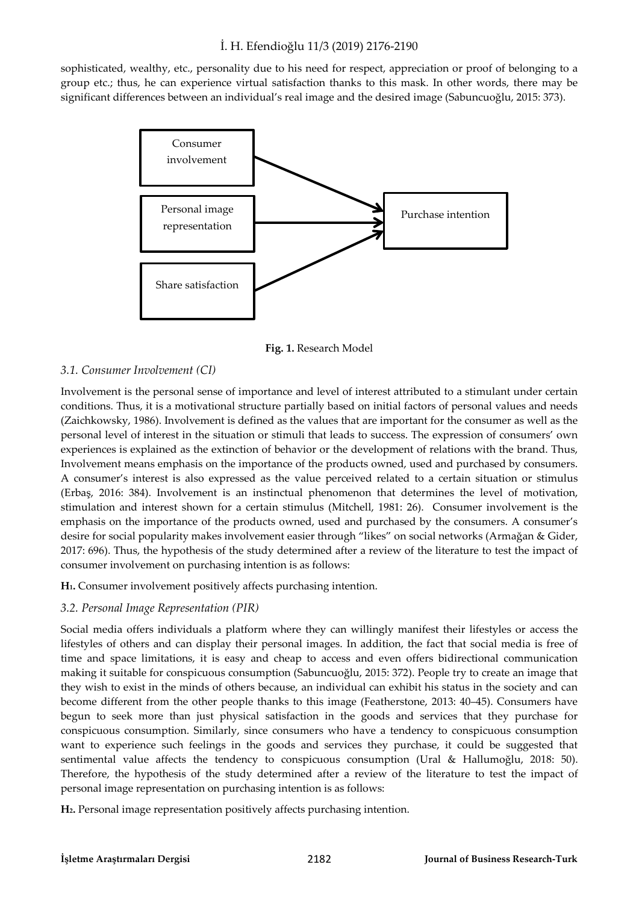sophisticated, wealthy, etc., personality due to his need for respect, appreciation or proof of belonging to a group etc.; thus, he can experience virtual satisfaction thanks to this mask. In other words, there may be significant differences between an individual's real image and the desired image (Sabuncuoğlu, 2015: 373).

Consumer involvement

Personal image representation

Share satisfaction

Purchase intention

**Fig. 1.** Research Model

### *3.1. Consumer Involvement (CI)*

Involvement is the personal sense of importance and level of interest attributed to a stimulant under certain conditions. Thus, it is a motivational structure partially based on initial factors of personal values and needs (Zaichkowsky, 1986). Involvement is defined as the values that are important for the consumer as well as the personal level of interest in the situation or stimuli that leads to success. The expression of consumers' own experiences is explained as the extinction of behavior or the development of relations with the brand. Thus, Involvement means emphasis on the importance of the products owned, used and purchased by consumers. A consumer's interest is also expressed as the value perceived related to a certain situation or stimulus (Erbaş, 2016: 384). Involvement is an instinctual phenomenon that determines the level of motivation, stimulation and interest shown for a certain stimulus (Mitchell, 1981: 26). Consumer involvement is the emphasis on the importance of the products owned, used and purchased by the consumers. A consumer's desire for social popularity makes involvement easier through "likes" on social networks (Armağan & Gider, 2017: 696). Thus, the hypothesis of the study determined after a review of the literature to test the impact of consumer involvement on purchasing intention is as follows:

**H$_1$.** Consumer involvement positively affects purchasing intention.

### *3.2. Personal Image Representation (PIR)*

Social media offers individuals a platform where they can willingly manifest their lifestyles or access the lifestyles of others and can display their personal images. In addition, the fact that social media is free of time and space limitations, it is easy and cheap to access and even offers bidirectional communication making it suitable for conspicuous consumption (Sabuncuoğlu, 2015: 372). People try to create an image that they wish to exist in the minds of others because, an individual can exhibit his status in the society and can become different from the other people thanks to this image (Featherstone, 2013: 40–45). Consumers have begun to seek more than just physical satisfaction in the goods and services that they purchase for conspicuous consumption. Similarly, since consumers who have a tendency to conspicuous consumption want to experience such feelings in the goods and services they purchase, it could be suggested that sentimental value affects the tendency to conspicuous consumption (Ural & Hallumoğlu, 2018: 50). Therefore, the hypothesis of the study determined after a review of the literature to test the impact of personal image representation on purchasing intention is as follows:

**H$_2$.** Personal image representation positively affects purchasing intention.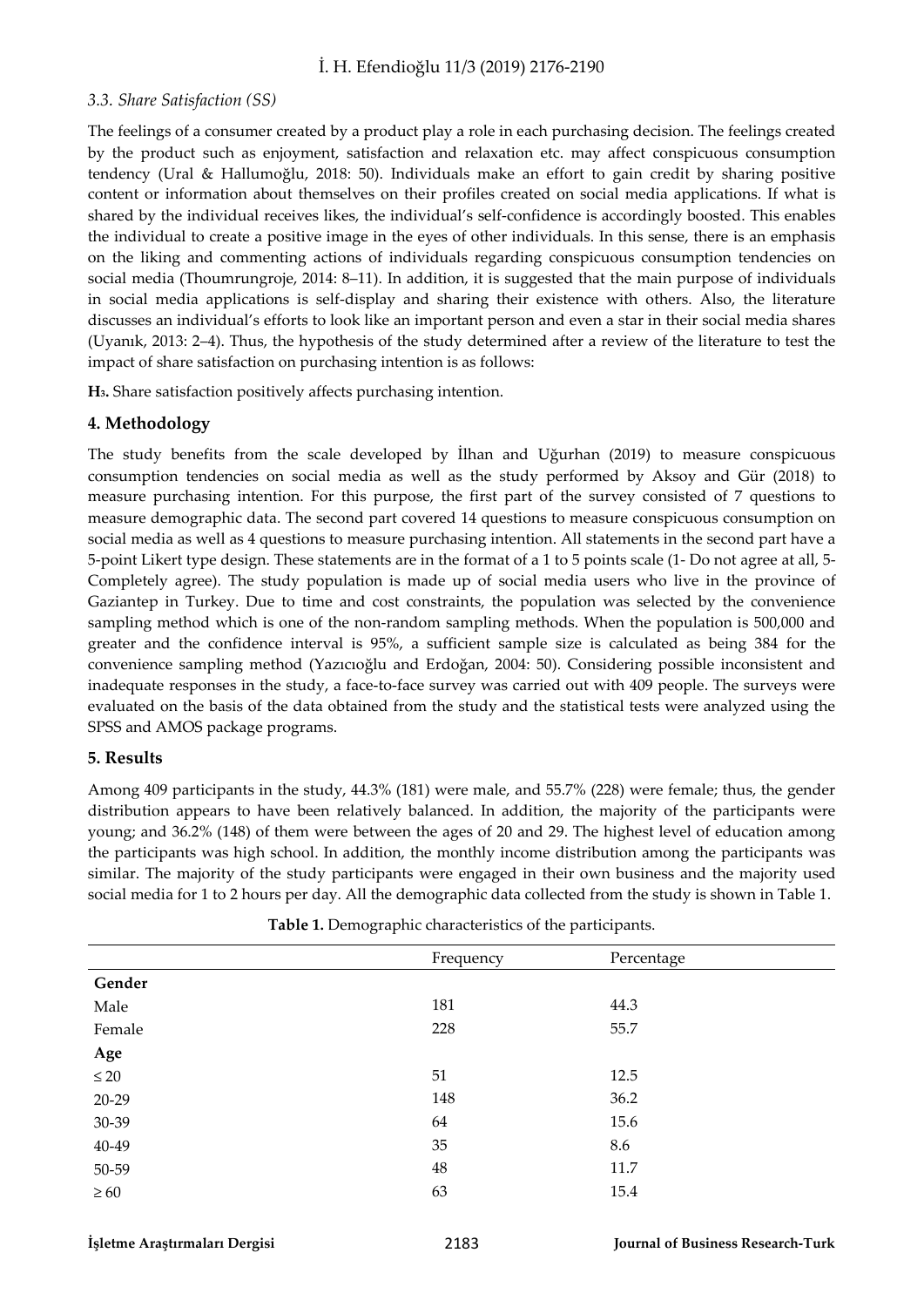### 3.3. Share Satisfaction (SS)

The feelings of a consumer created by a product play a role in each purchasing decision. The feelings created by the product such as enjoyment, satisfaction and relaxation etc. may affect conspicuous consumption tendency (Ural & Hallumoğlu, 2018: 50). Individuals make an effort to gain credit by sharing positive content or information about themselves on their profiles created on social media applications. If what is shared by the individual receives likes, the individual's self-confidence is accordingly boosted. This enables the individual to create a positive image in the eyes of other individuals. In this sense, there is an emphasis on the liking and commenting actions of individuals regarding conspicuous consumption tendencies on social media (Thoumrungroje, 2014: 8–11). In addition, it is suggested that the main purpose of individuals in social media applications is self-display and sharing their existence with others. Also, the literature discusses an individual's efforts to look like an important person and even a star in their social media shares (Uyanık, 2013: 2–4). Thus, the hypothesis of the study determined after a review of the literature to test the impact of share satisfaction on purchasing intention is as follows:

**$H_3$.** Share satisfaction positively affects purchasing intention.

## 4. Methodology

The study benefits from the scale developed by İlhan and Uğurhan (2019) to measure conspicuous consumption tendencies on social media as well as the study performed by Aksoy and Gür (2018) to measure purchasing intention. For this purpose, the first part of the survey consisted of 7 questions to measure demographic data. The second part covered 14 questions to measure conspicuous consumption on social media as well as 4 questions to measure purchasing intention. All statements in the second part have a 5-point Likert type design. These statements are in the format of a 1 to 5 points scale (1- Do not agree at all, 5- Completely agree). The study population is made up of social media users who live in the province of Gaziantep in Turkey. Due to time and cost constraints, the population was selected by the convenience sampling method which is one of the non-random sampling methods. When the population is 500,000 and greater and the confidence interval is 95%, a sufficient sample size is calculated as being 384 for the convenience sampling method (Yazıcıoğlu and Erdoğan, 2004: 50). Considering possible inconsistent and inadequate responses in the study, a face-to-face survey was carried out with 409 people. The surveys were evaluated on the basis of the data obtained from the study and the statistical tests were analyzed using the SPSS and AMOS package programs.

## 5. Results

Among 409 participants in the study, 44.3% (181) were male, and 55.7% (228) were female; thus, the gender distribution appears to have been relatively balanced. In addition, the majority of the participants were young; and 36.2% (148) of them were between the ages of 20 and 29. The highest level of education among the participants was high school. In addition, the monthly income distribution among the participants was similar. The majority of the study participants were engaged in their own business and the majority used social media for 1 to 2 hours per day. All the demographic data collected from the study is shown in Table 1.

**Table 1.** Demographic characteristics of the participants.

| | Frequency | Percentage |
|---|---|---|
| **Gender** | | |
| Male | 181 | 44.3 |
| Female | 228 | 55.7 |
| **Age** | | |
| ≤ 20 | 51 | 12.5 |
| 20-29 | 148 | 36.2 |
| 30-39 | 64 | 15.6 |
| 40-49 | 35 | 8.6 |
| 50-59 | 48 | 11.7 |
| ≥ 60 | 63 | 15.4 |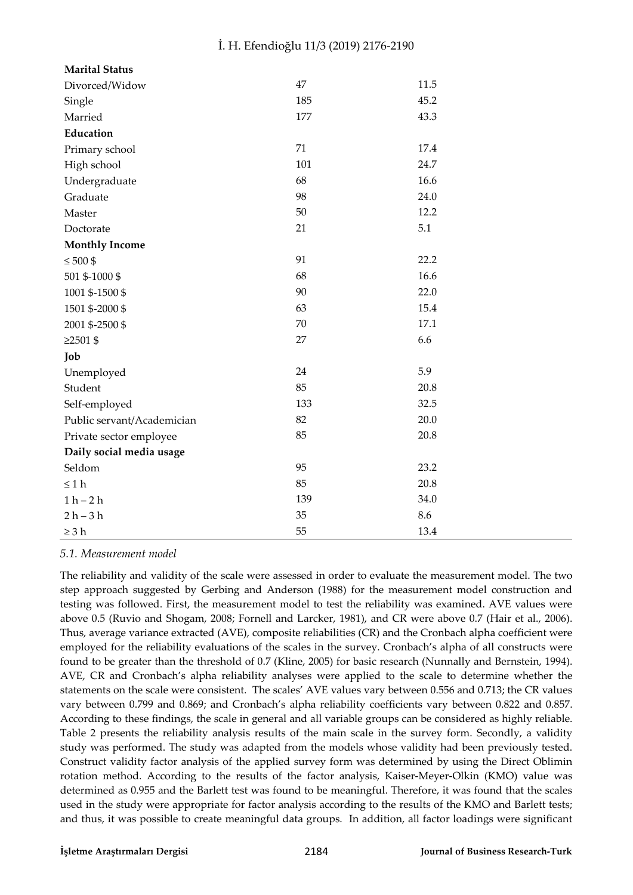| | | |
|---|---|---|
| **Marital Status** | | |
| Divorced/Widow | 47 | 11.5 |
| Single | 185 | 45.2 |
| Married | 177 | 43.3 |
| **Education** | | |
| Primary school | 71 | 17.4 |
| High school | 101 | 24.7 |
| Undergraduate | 68 | 16.6 |
| Graduate | 98 | 24.0 |
| Master | 50 | 12.2 |
| Doctorate | 21 | 5.1 |
| **Monthly Income** | | |
| ≤ 500 $ | 91 | 22.2 |
| 501 $-1000 $ | 68 | 16.6 |
| 1001 $-1500 $ | 90 | 22.0 |
| 1501 $-2000 $ | 63 | 15.4 |
| 2001 $-2500 $ | 70 | 17.1 |
| ≥2501 $ | 27 | 6.6 |
| **Job** | | |
| Unemployed | 24 | 5.9 |
| Student | 85 | 20.8 |
| Self-employed | 133 | 32.5 |
| Public servant/Academician | 82 | 20.0 |
| Private sector employee | 85 | 20.8 |
| **Daily social media usage** | | |
| Seldom | 95 | 23.2 |
| ≤ 1 h | 85 | 20.8 |
| 1 h – 2 h | 139 | 34.0 |
| 2 h – 3 h | 35 | 8.6 |
| ≥ 3 h | 55 | 13.4 |

### *5.1. Measurement model*

The reliability and validity of the scale were assessed in order to evaluate the measurement model. The two step approach suggested by Gerbing and Anderson (1988) for the measurement model construction and testing was followed. First, the measurement model to test the reliability was examined. AVE values were above 0.5 (Ruvio and Shogam, 2008; Fornell and Larcker, 1981), and CR were above 0.7 (Hair et al., 2006). Thus, average variance extracted (AVE), composite reliabilities (CR) and the Cronbach alpha coefficient were employed for the reliability evaluations of the scales in the survey. Cronbach's alpha of all constructs were found to be greater than the threshold of 0.7 (Kline, 2005) for basic research (Nunnally and Bernstein, 1994). AVE, CR and Cronbach's alpha reliability analyses were applied to the scale to determine whether the statements on the scale were consistent. The scales' AVE values vary between 0.556 and 0.713; the CR values vary between 0.799 and 0.869; and Cronbach's alpha reliability coefficients vary between 0.822 and 0.857. According to these findings, the scale in general and all variable groups can be considered as highly reliable. Table 2 presents the reliability analysis results of the main scale in the survey form. Secondly, a validity study was performed. The study was adapted from the models whose validity had been previously tested. Construct validity factor analysis of the applied survey form was determined by using the Direct Oblimin rotation method. According to the results of the factor analysis, Kaiser-Meyer-Olkin (KMO) value was determined as 0.955 and the Barlett test was found to be meaningful. Therefore, it was found that the scales used in the study were appropriate for factor analysis according to the results of the KMO and Barlett tests; and thus, it was possible to create meaningful data groups. In addition, all factor loadings were significant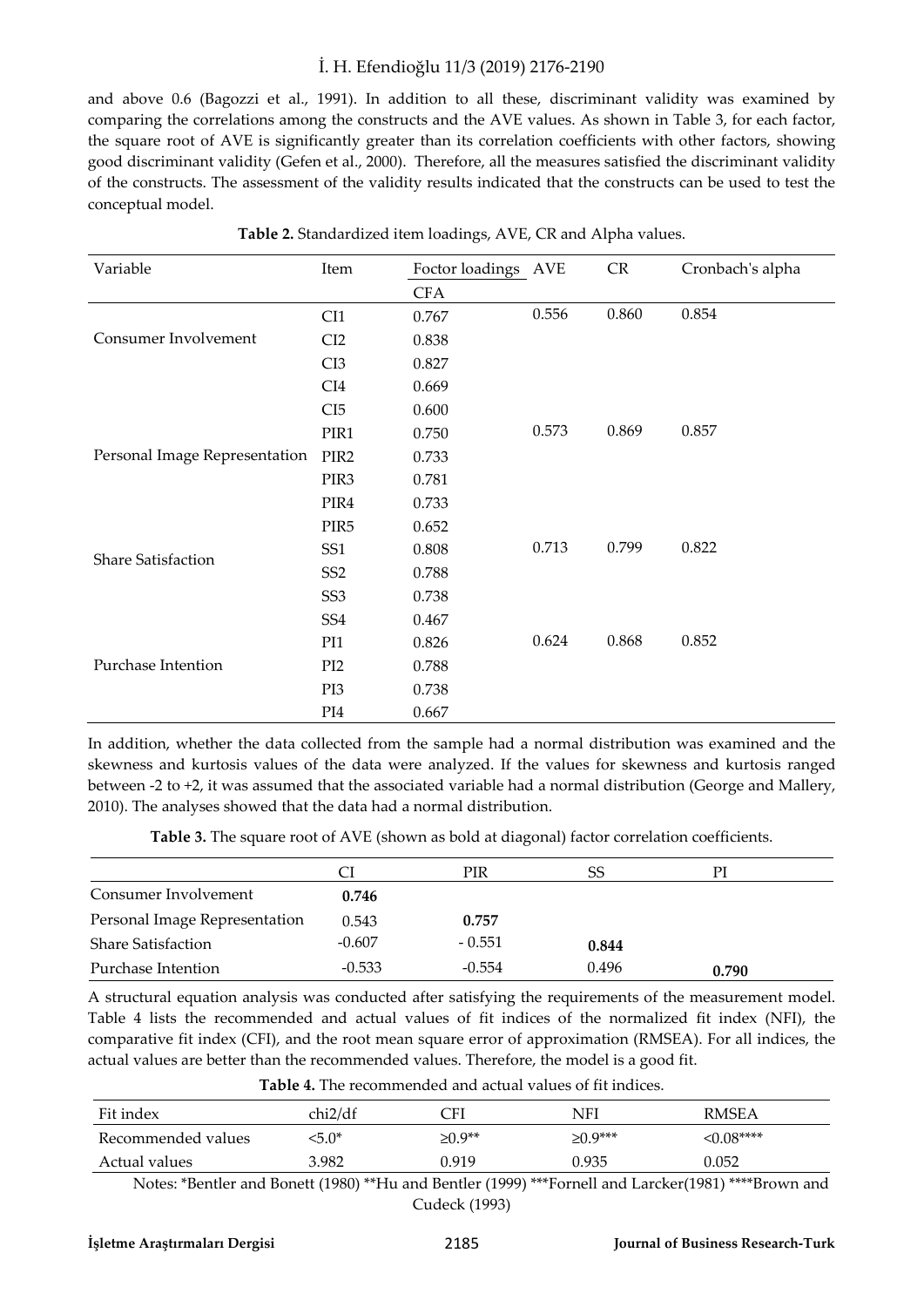and above 0.6 (Bagozzi et al., 1991). In addition to all these, discriminant validity was examined by comparing the correlations among the constructs and the AVE values. As shown in Table 3, for each factor, the square root of AVE is significantly greater than its correlation coefficients with other factors, showing good discriminant validity (Gefen et al., 2000). Therefore, all the measures satisfied the discriminant validity of the constructs. The assessment of the validity results indicated that the constructs can be used to test the conceptual model.

**Table 2.** Standardized item loadings, AVE, CR and Alpha values.

| Variable | Item | Foctor loadings CFA | AVE | CR | Cronbach's alpha |
|---|---|---|---|---|---|
| Consumer Involvement | CI1 | 0.767 | 0.556 | 0.860 | 0.854 |
| | CI2 | 0.838 | | | |
| | CI3 | 0.827 | | | |
| | CI4 | 0.669 | | | |
| | CI5 | 0.600 | | | |
| Personal Image Representation | PIR1 | 0.750 | 0.573 | 0.869 | 0.857 |
| | PIR2 | 0.733 | | | |
| | PIR3 | 0.781 | | | |
| | PIR4 | 0.733 | | | |
| | PIR5 | 0.652 | | | |
| Share Satisfaction | SS1 | 0.808 | 0.713 | 0.799 | 0.822 |
| | SS2 | 0.788 | | | |
| | SS3 | 0.738 | | | |
| | SS4 | 0.467 | | | |
| Purchase Intention | PI1 | 0.826 | 0.624 | 0.868 | 0.852 |
| | PI2 | 0.788 | | | |
| | PI3 | 0.738 | | | |
| | PI4 | 0.667 | | | |

In addition, whether the data collected from the sample had a normal distribution was examined and the skewness and kurtosis values of the data were analyzed. If the values for skewness and kurtosis ranged between -2 to +2, it was assumed that the associated variable had a normal distribution (George and Mallery, 2010). The analyses showed that the data had a normal distribution.

**Table 3.** The square root of AVE (shown as bold at diagonal) factor correlation coefficients.

| | CI | PIR | SS | PI |
|---|---|---|---|---|
| Consumer Involvement | **0.746** | | | |
| Personal Image Representation | 0.543 | **0.757** | | |
| Share Satisfaction | -0.607 | - 0.551 | **0.844** | |
| Purchase Intention | -0.533 | -0.554 | 0.496 | **0.790** |

A structural equation analysis was conducted after satisfying the requirements of the measurement model. Table 4 lists the recommended and actual values of fit indices of the normalized fit index (NFI), the comparative fit index (CFI), and the root mean square error of approximation (RMSEA). For all indices, the actual values are better than the recommended values. Therefore, the model is a good fit.

**Table 4.** The recommended and actual values of fit indices.

| Fit index | chi2/df | CFI | NFI | RMSEA |
|---|---|---|---|---|
| Recommended values | <5.0* | ≥0.9** | ≥0.9*** | <0.08**** |
| Actual values | 3.982 | 0.919 | 0.935 | 0.052 |

Notes: *Bentler and Bonett (1980) **Hu and Bentler (1999) ***Fornell and Larcker(1981) ****Brown and Cudeck (1993)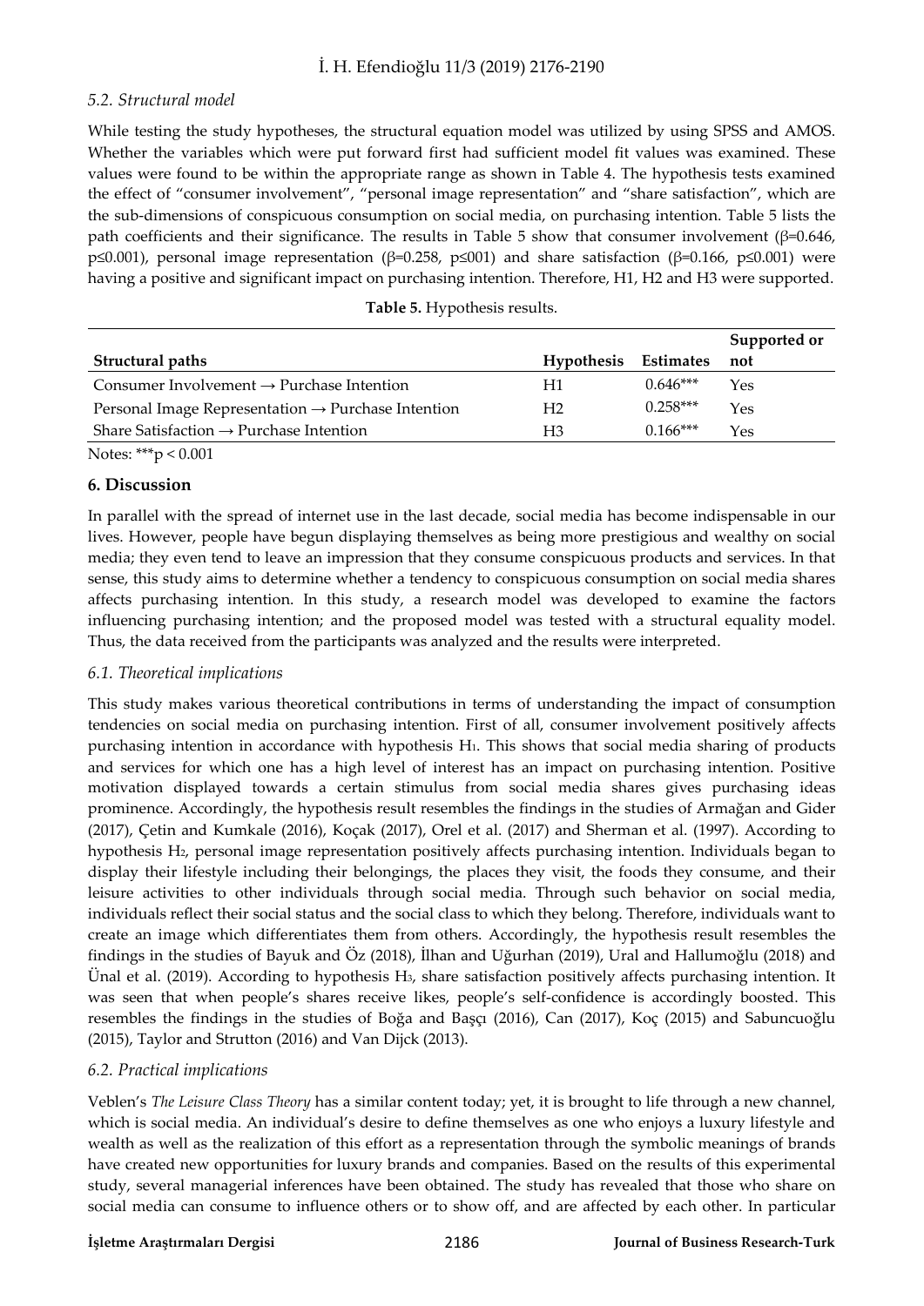### *5.2. Structural model*

While testing the study hypotheses, the structural equation model was utilized by using SPSS and AMOS. Whether the variables which were put forward first had sufficient model fit values was examined. These values were found to be within the appropriate range as shown in Table 4. The hypothesis tests examined the effect of "consumer involvement", "personal image representation" and "share satisfaction", which are the sub-dimensions of conspicuous consumption on social media, on purchasing intention. Table 5 lists the path coefficients and their significance. The results in Table 5 show that consumer involvement ($\beta$=0.646, $p \leq 0.001$), personal image representation ($\beta$=0.258, p≤001) and share satisfaction ($\beta$=0.166, $p \leq 0.001$) were having a positive and significant impact on purchasing intention. Therefore, H1, H2 and H3 were supported.

**Table 5.** Hypothesis results.

| Structural paths | Hypothesis | Estimates | Supported or not |
|---|---|---|---|
| Consumer Involvement → Purchase Intention | H1 | 0.646*** | Yes |
| Personal Image Representation → Purchase Intention | H2 | 0.258*** | Yes |
| Share Satisfaction → Purchase Intention | H3 | 0.166*** | Yes |

Notes: ***$p < 0.001$

## 6. Discussion

In parallel with the spread of internet use in the last decade, social media has become indispensable in our lives. However, people have begun displaying themselves as being more prestigious and wealthy on social media; they even tend to leave an impression that they consume conspicuous products and services. In that sense, this study aims to determine whether a tendency to conspicuous consumption on social media shares affects purchasing intention. In this study, a research model was developed to examine the factors influencing purchasing intention; and the proposed model was tested with a structural equality model. Thus, the data received from the participants was analyzed and the results were interpreted.

### *6.1. Theoretical implications*

This study makes various theoretical contributions in terms of understanding the impact of consumption tendencies on social media on purchasing intention. First of all, consumer involvement positively affects purchasing intention in accordance with hypothesis $H_1$. This shows that social media sharing of products and services for which one has a high level of interest has an impact on purchasing intention. Positive motivation displayed towards a certain stimulus from social media shares gives purchasing ideas prominence. Accordingly, the hypothesis result resembles the findings in the studies of Armağan and Gider (2017), Çetin and Kumkale (2016), Koçak (2017), Orel et al. (2017) and Sherman et al. (1997). According to hypothesis $H_2$, personal image representation positively affects purchasing intention. Individuals began to display their lifestyle including their belongings, the places they visit, the foods they consume, and their leisure activities to other individuals through social media. Through such behavior on social media, individuals reflect their social status and the social class to which they belong. Therefore, individuals want to create an image which differentiates them from others. Accordingly, the hypothesis result resembles the findings in the studies of Bayuk and Öz (2018), İlhan and Uğurhan (2019), Ural and Hallumoğlu (2018) and Ünal et al. (2019). According to hypothesis $H_3$, share satisfaction positively affects purchasing intention. It was seen that when people's shares receive likes, people's self-confidence is accordingly boosted. This resembles the findings in the studies of Boğa and Başçı (2016), Can (2017), Koç (2015) and Sabuncuoğlu (2015), Taylor and Strutton (2016) and Van Dijck (2013).

### *6.2. Practical implications*

Veblen's *The Leisure Class Theory* has a similar content today; yet, it is brought to life through a new channel, which is social media. An individual's desire to define themselves as one who enjoys a luxury lifestyle and wealth as well as the realization of this effort as a representation through the symbolic meanings of brands have created new opportunities for luxury brands and companies. Based on the results of this experimental study, several managerial inferences have been obtained. The study has revealed that those who share on social media can consume to influence others or to show off, and are affected by each other. In particular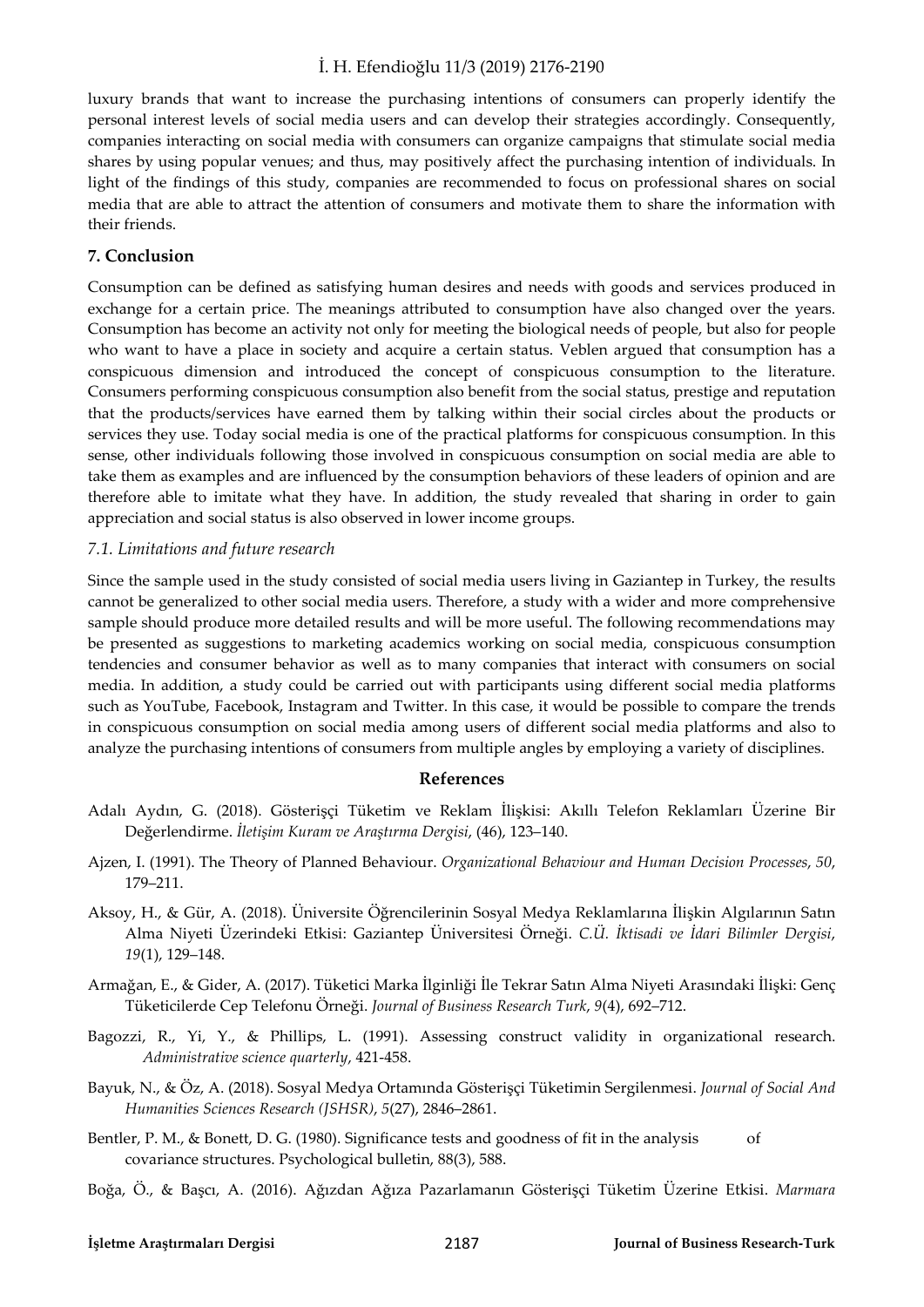luxury brands that want to increase the purchasing intentions of consumers can properly identify the personal interest levels of social media users and can develop their strategies accordingly. Consequently, companies interacting on social media with consumers can organize campaigns that stimulate social media shares by using popular venues; and thus, may positively affect the purchasing intention of individuals. In light of the findings of this study, companies are recommended to focus on professional shares on social media that are able to attract the attention of consumers and motivate them to share the information with their friends.

## 7. Conclusion

Consumption can be defined as satisfying human desires and needs with goods and services produced in exchange for a certain price. The meanings attributed to consumption have also changed over the years. Consumption has become an activity not only for meeting the biological needs of people, but also for people who want to have a place in society and acquire a certain status. Veblen argued that consumption has a conspicuous dimension and introduced the concept of conspicuous consumption to the literature. Consumers performing conspicuous consumption also benefit from the social status, prestige and reputation that the products/services have earned them by talking within their social circles about the products or services they use. Today social media is one of the practical platforms for conspicuous consumption. In this sense, other individuals following those involved in conspicuous consumption on social media are able to take them as examples and are influenced by the consumption behaviors of these leaders of opinion and are therefore able to imitate what they have. In addition, the study revealed that sharing in order to gain appreciation and social status is also observed in lower income groups.

### *7.1. Limitations and future research*

Since the sample used in the study consisted of social media users living in Gaziantep in Turkey, the results cannot be generalized to other social media users. Therefore, a study with a wider and more comprehensive sample should produce more detailed results and will be more useful. The following recommendations may be presented as suggestions to marketing academics working on social media, conspicuous consumption tendencies and consumer behavior as well as to many companies that interact with consumers on social media. In addition, a study could be carried out with participants using different social media platforms such as YouTube, Facebook, Instagram and Twitter. In this case, it would be possible to compare the trends in conspicuous consumption on social media among users of different social media platforms and also to analyze the purchasing intentions of consumers from multiple angles by employing a variety of disciplines.

## References

Adalı Aydın, G. (2018). Gösterişçi Tüketim ve Reklam İlişkisi: Akıllı Telefon Reklamları Üzerine Bir Değerlendirme. *İletişim Kuram ve Araştırma Dergisi*, (46), 123–140.

Ajzen, I. (1991). The Theory of Planned Behaviour. *Organizational Behaviour and Human Decision Processes*, *50*, 179–211.

Aksoy, H., & Gür, A. (2018). Üniversite Öğrencilerinin Sosyal Medya Reklamlarına İlişkin Algılarının Satın Alma Niyeti Üzerindeki Etkisi: Gaziantep Üniversitesi Örneği. *C.Ü. İktisadi ve İdari Bilimler Dergisi*, *19*(1), 129–148.

Armağan, E., & Gider, A. (2017). Tüketici Marka İlginliği İle Tekrar Satın Alma Niyeti Arasındaki İlişki: Genç Tüketicilerde Cep Telefonu Örneği. *Journal of Business Research Turk*, *9*(4), 692–712.

Bagozzi, R., Yi, Y., & Phillips, L. (1991). Assessing construct validity in organizational research. *Administrative science quarterly*, 421-458.

Bayuk, N., & Öz, A. (2018). Sosyal Medya Ortamında Gösterişçi Tüketimin Sergilenmesi. *Journal of Social And Humanities Sciences Research (JSHSR)*, *5*(27), 2846–2861.

Bentler, P. M., & Bonett, D. G. (1980). Significance tests and goodness of fit in the analysis of covariance structures. Psychological bulletin, 88(3), 588.

Boğa, Ö., & Başcı, A. (2016). Ağızdan Ağıza Pazarlamanın Gösterişçi Tüketim Üzerine Etkisi. *Marmara*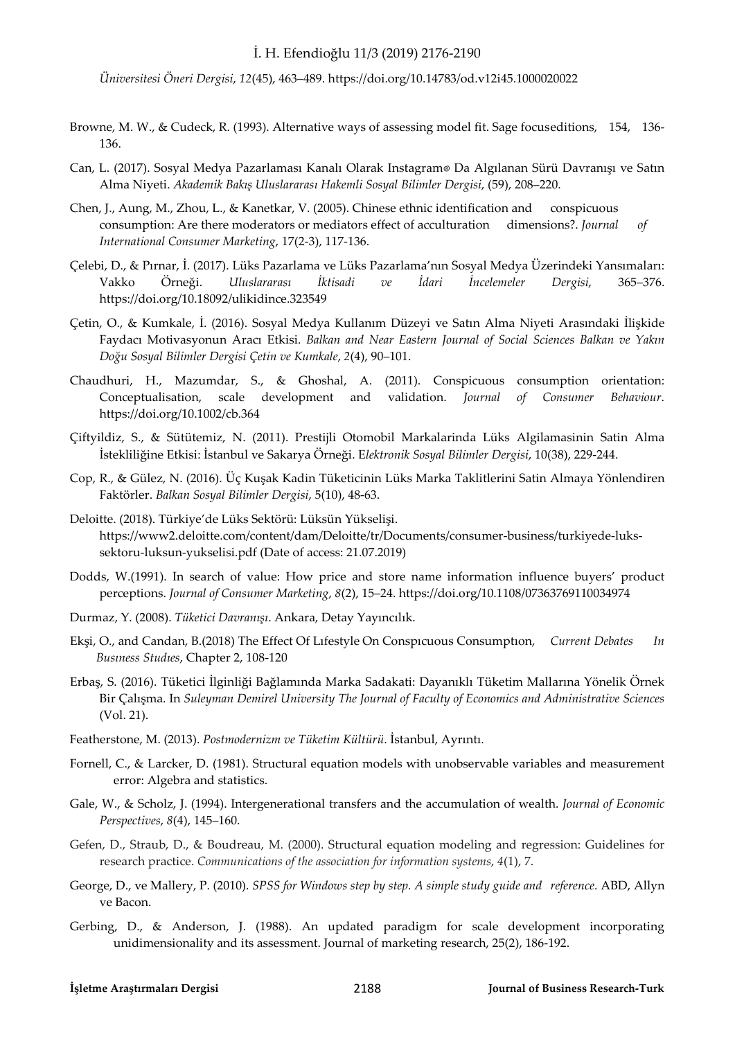*Üniversitesi Öneri Dergisi*, *12*(45), 463–489. https://doi.org/10.14783/od.v12i45.1000020022

Browne, M. W., & Cudeck, R. (1993). Alternative ways of assessing model fit. Sage focuseditions, 154, 136-136.

Can, L. (2017). Sosyal Medya Pazarlaması Kanalı Olarak Instagram® Da Algılanan Sürü Davranışı ve Satın Alma Niyeti. *Akademik Bakış Uluslararası Hakemli Sosyal Bilimler Dergisi*, (59), 208–220.

Chen, J., Aung, M., Zhou, L., & Kanetkar, V. (2005). Chinese ethnic identification and conspicuous consumption: Are there moderators or mediators effect of acculturation dimensions?. *Journal of International Consumer Marketing*, 17(2-3), 117-136.

Çelebi, D., & Pırnar, İ. (2017). Lüks Pazarlama ve Lüks Pazarlama'nın Sosyal Medya Üzerindeki Yansımaları: Vakko Örneği. *Uluslararası İktisadi ve İdari İncelemeler Dergisi*, 365–376. https://doi.org/10.18092/ulikidince.323549

Çetin, O., & Kumkale, İ. (2016). Sosyal Medya Kullanım Düzeyi ve Satın Alma Niyeti Arasındaki İlişkide Faydacı Motivasyonun Aracı Etkisi. *Balkan and Near Eastern Journal of Social Sciences Balkan ve Yakın Doğu Sosyal Bilimler Dergisi Çetin ve Kumkale*, *2*(4), 90–101.

Chaudhuri, H., Mazumdar, S., & Ghoshal, A. (2011). Conspicuous consumption orientation: Conceptualisation, scale development and validation. *Journal of Consumer Behaviour*. https://doi.org/10.1002/cb.364

Çiftyildiz, S., & Sütütemiz, N. (2011). Prestijli Otomobil Markalarinda Lüks Algilamasinin Satin Alma İstekliliğine Etkisi: İstanbul ve Sakarya Örneği. E*lektronik Sosyal Bilimler Dergisi*, 10(38), 229-244.

Cop, R., & Gülez, N. (2016). Üç Kuşak Kadin Tüketicinin Lüks Marka Taklitlerini Satin Almaya Yönlendiren Faktörler. *Balkan Sosyal Bilimler Dergisi*, 5(10), 48-63.

Deloitte. (2018). Türkiye'de Lüks Sektörü: Lüksün Yükselişi. https://www2.deloitte.com/content/dam/Deloitte/tr/Documents/consumer-business/turkiyede-luks-sektoru-luksun-yukselisi.pdf (Date of access: 21.07.2019)

Dodds, W.(1991). In search of value: How price and store name information influence buyers' product perceptions. *Journal of Consumer Marketing*, *8*(2), 15–24. https://doi.org/10.1108/07363769110034974

Durmaz, Y. (2008). *Tüketici Davranışı*. Ankara, Detay Yayıncılık.

Ekşi, O., and Candan, B.(2018) The Effect Of Lıfestyle On Conspıcuous Consumptıon, *Current Debates In Busıness Studıes*, Chapter 2, 108-120

Erbaş, S. (2016). Tüketici İlginliği Bağlamında Marka Sadakati: Dayanıklı Tüketim Mallarına Yönelik Örnek Bir Çalışma. In *Suleyman Demirel University The Journal of Faculty of Economics and Administrative Sciences* (Vol. 21).

Featherstone, M. (2013). *Postmodernizm ve Tüketim Kültürü*. İstanbul, Ayrıntı.

Fornell, C., & Larcker, D. (1981). Structural equation models with unobservable variables and measurement error: Algebra and statistics.

Gale, W., & Scholz, J. (1994). Intergenerational transfers and the accumulation of wealth. *Journal of Economic Perspectives*, *8*(4), 145–160.

Gefen, D., Straub, D., & Boudreau, M. (2000). Structural equation modeling and regression: Guidelines for research practice. *Communications of the association for information systems*, *4*(1), 7.

George, D., ve Mallery, P. (2010). *SPSS for Windows step by step. A simple study guide and reference*. ABD, Allyn ve Bacon.

Gerbing, D., & Anderson, J. (1988). An updated paradigm for scale development incorporating unidimensionality and its assessment. Journal of marketing research, 25(2), 186-192.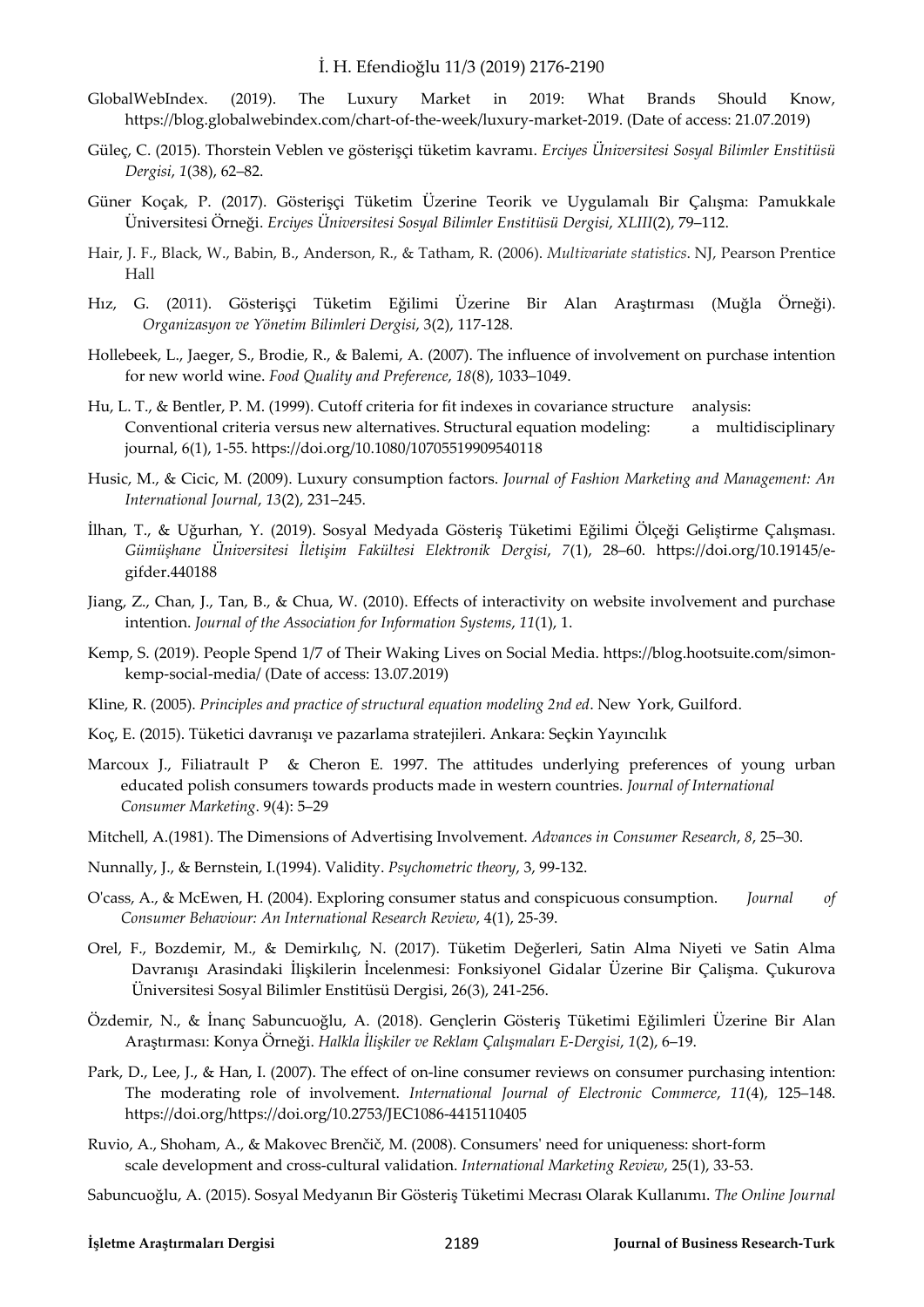GlobalWebIndex. (2019). The Luxury Market in 2019: What Brands Should Know, https://blog.globalwebindex.com/chart-of-the-week/luxury-market-2019. (Date of access: 21.07.2019)

Güleç, C. (2015). Thorstein Veblen ve gösterişçi tüketim kavramı. *Erciyes Üniversitesi Sosyal Bilimler Enstitüsü Dergisi*, *1*(38), 62–82.

Güner Koçak, P. (2017). Gösterişçi Tüketim Üzerine Teorik ve Uygulamalı Bir Çalışma: Pamukkale Üniversitesi Örneği. *Erciyes Üniversitesi Sosyal Bilimler Enstitüsü Dergisi*, *XLIII*(2), 79–112.

Hair, J. F., Black, W., Babin, B., Anderson, R., & Tatham, R. (2006). *Multivariate statistics*. NJ, Pearson Prentice Hall

Hız, G. (2011). Gösterişçi Tüketim Eğilimi Üzerine Bir Alan Araştırması (Muğla Örneği). *Organizasyon ve Yönetim Bilimleri Dergisi*, 3(2), 117-128.

Hollebeek, L., Jaeger, S., Brodie, R., & Balemi, A. (2007). The influence of involvement on purchase intention for new world wine. *Food Quality and Preference*, *18*(8), 1033–1049.

Hu, L. T., & Bentler, P. M. (1999). Cutoff criteria for fit indexes in covariance structure analysis: Conventional criteria versus new alternatives. Structural equation modeling: a multidisciplinary journal, 6(1), 1-55. https://doi.org/10.1080/10705519909540118

Husic, M., & Cicic, M. (2009). Luxury consumption factors. *Journal of Fashion Marketing and Management: An International Journal*, *13*(2), 231–245.

İlhan, T., & Uğurhan, Y. (2019). Sosyal Medyada Gösteriş Tüketimi Eğilimi Ölçeği Geliştirme Çalışması. *Gümüşhane Üniversitesi İletişim Fakültesi Elektronik Dergisi*, *7*(1), 28–60. https://doi.org/10.19145/e-gifder.440188

Jiang, Z., Chan, J., Tan, B., & Chua, W. (2010). Effects of interactivity on website involvement and purchase intention. *Journal of the Association for Information Systems*, *11*(1), 1.

Kemp, S. (2019). People Spend 1/7 of Their Waking Lives on Social Media. https://blog.hootsuite.com/simon-kemp-social-media/ (Date of access: 13.07.2019)

Kline, R. (2005). *Principles and practice of structural equation modeling 2nd ed*. New York, Guilford.

Koç, E. (2015). Tüketici davranışı ve pazarlama stratejileri. Ankara: Seçkin Yayıncılık

Marcoux J., Filiatrault P & Cheron E. 1997. The attitudes underlying preferences of young urban educated polish consumers towards products made in western countries. *Journal of International Consumer Marketing*. 9(4): 5–29

Mitchell, A.(1981). The Dimensions of Advertising Involvement. *Advances in Consumer Research*, *8*, 25–30.

Nunnally, J., & Bernstein, I.(1994). Validity. *Psychometric theory*, 3, 99-132.

O'cass, A., & McEwen, H. (2004). Exploring consumer status and conspicuous consumption. *Journal of Consumer Behaviour: An International Research Review*, 4(1), 25-39.

Orel, F., Bozdemir, M., & Demirkılıç, N. (2017). Tüketim Değerleri, Satin Alma Niyeti ve Satin Alma Davranışı Arasindaki İlişkilerin İncelenmesi: Fonksiyonel Gidalar Üzerine Bir Çalişma. Çukurova Üniversitesi Sosyal Bilimler Enstitüsü Dergisi, 26(3), 241-256.

Özdemir, N., & İnanç Sabuncuoğlu, A. (2018). Gençlerin Gösteriş Tüketimi Eğilimleri Üzerine Bir Alan Araştırması: Konya Örneği. *Halkla İlişkiler ve Reklam Çalışmaları E-Dergisi*, *1*(2), 6–19.

Park, D., Lee, J., & Han, I. (2007). The effect of on-line consumer reviews on consumer purchasing intention: The moderating role of involvement. *International Journal of Electronic Commerce*, *11*(4), 125–148. https://doi.org/https://doi.org/10.2753/JEC1086-4415110405

Ruvio, A., Shoham, A., & Makovec Brenčič, M. (2008). Consumers' need for uniqueness: short-form scale development and cross-cultural validation. *International Marketing Review*, 25(1), 33-53.

Sabuncuoğlu, A. (2015). Sosyal Medyanın Bir Gösteriş Tüketimi Mecrası Olarak Kullanımı. *The Online Journal*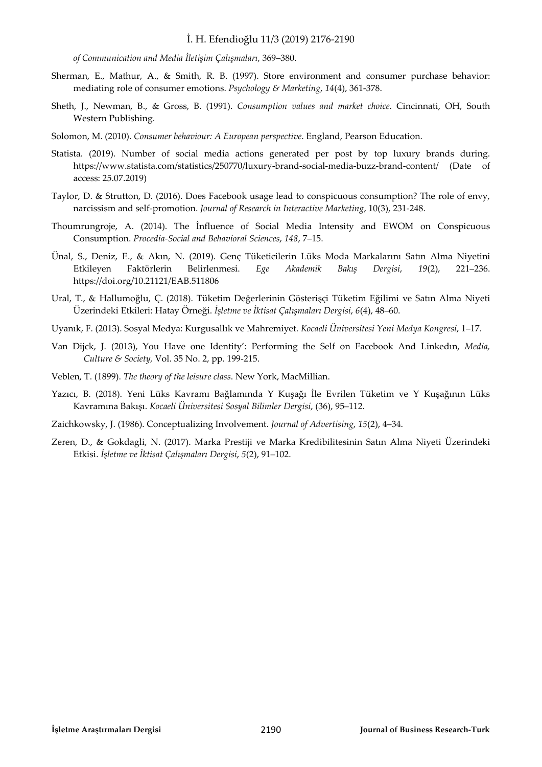*of Communication and Media İletişim Çalışmaları*, 369–380.

Sherman, E., Mathur, A., & Smith, R. B. (1997). Store environment and consumer purchase behavior: mediating role of consumer emotions. *Psychology & Marketing*, *14*(4), 361-378.

Sheth, J., Newman, B., & Gross, B. (1991). *Consumption values and market choice*. Cincinnati, OH, South Western Publishing.

Solomon, M. (2010). *Consumer behaviour: A European perspective*. England, Pearson Education.

Statista. (2019). Number of social media actions generated per post by top luxury brands during. https://www.statista.com/statistics/250770/luxury-brand-social-media-buzz-brand-content/ (Date of access: 25.07.2019)

Taylor, D. & Strutton, D. (2016). Does Facebook usage lead to conspicuous consumption? The role of envy, narcissism and self-promotion. *Journal of Research in Interactive Marketing*, 10(3), 231-248.

Thoumrungroje, A. (2014). The İnfluence of Social Media Intensity and EWOM on Conspicuous Consumption. *Procedia-Social and Behavioral Sciences*, *148*, 7–15.

Ünal, S., Deniz, E., & Akın, N. (2019). Genç Tüketicilerin Lüks Moda Markalarını Satın Alma Niyetini Etkileyen Faktörlerin Belirlenmesi. *Ege Akademik Bakış Dergisi*, *19*(2), 221–236. https://doi.org/10.21121/EAB.511806

Ural, T., & Hallumoğlu, Ç. (2018). Tüketim Değerlerinin Gösterişçi Tüketim Eğilimi ve Satın Alma Niyeti Üzerindeki Etkileri: Hatay Örneği. *İşletme ve İktisat Çalışmaları Dergisi*, *6*(4), 48–60.

Uyanık, F. (2013). Sosyal Medya: Kurgusallık ve Mahremiyet. *Kocaeli Üniversitesi Yeni Medya Kongresi*, 1–17.

Van Dijck, J. (2013), You Have one Identity': Performing the Self on Facebook And Linkedın, *Media, Culture & Society,* Vol. 35 No. 2, pp. 199-215.

Veblen, T. (1899). *The theory of the leisure class*. New York, MacMillian.

Yazıcı, B. (2018). Yeni Lüks Kavramı Bağlamında Y Kuşağı İle Evrilen Tüketim ve Y Kuşağının Lüks Kavramına Bakışı. *Kocaeli Üniversitesi Sosyal Bilimler Dergisi*, (36), 95–112.

Zaichkowsky, J. (1986). Conceptualizing Involvement. *Journal of Advertising*, *15*(2), 4–34.

Zeren, D., & Gokdagli, N. (2017). Marka Prestiji ve Marka Kredibilitesinin Satın Alma Niyeti Üzerindeki Etkisi. *İşletme ve İktisat Çalışmaları Dergisi*, *5*(2), 91–102.